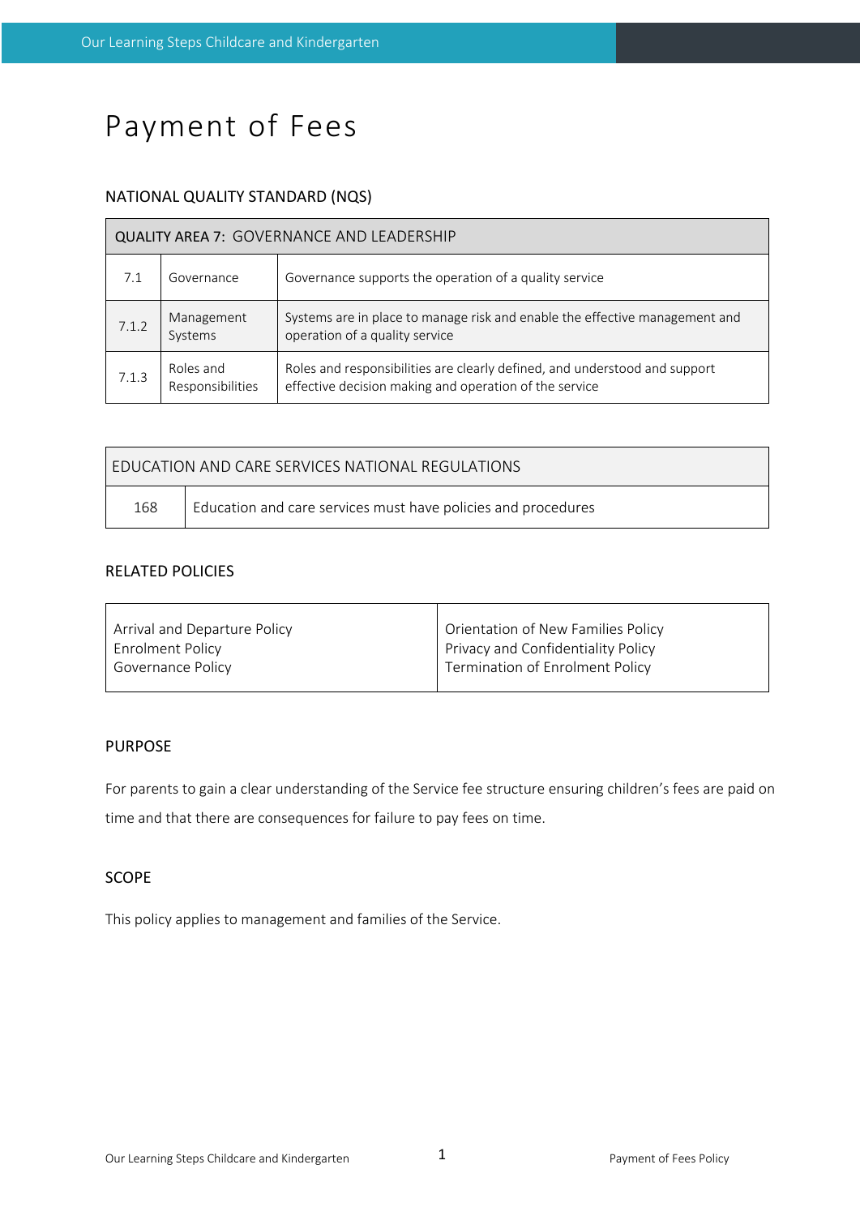# Payment of Fees

## NATIONAL QUALITY STANDARD (NQS)

| QUALITY AREA 7: GOVERNANCE AND LEADERSHIP | | |
|---|---|---|
| 7.1 | Governance | Governance supports the operation of a quality service |
| 7.1.2 | Management Systems | Systems are in place to manage risk and enable the effective management and operation of a quality service |
| 7.1.3 | Roles and Responsibilities | Roles and responsibilities are clearly defined, and understood and support effective decision making and operation of the service |

| EDUCATION AND CARE SERVICES NATIONAL REGULATIONS | |
|---|---|
| 168 | Education and care services must have policies and procedures |

## RELATED POLICIES

| | |
|---|---|
| Arrival and Departure Policy<br>Enrolment Policy<br>Governance Policy | Orientation of New Families Policy<br>Privacy and Confidentiality Policy<br>Termination of Enrolment Policy |

## PURPOSE

For parents to gain a clear understanding of the Service fee structure ensuring children's fees are paid on time and that there are consequences for failure to pay fees on time.

## SCOPE

This policy applies to management and families of the Service.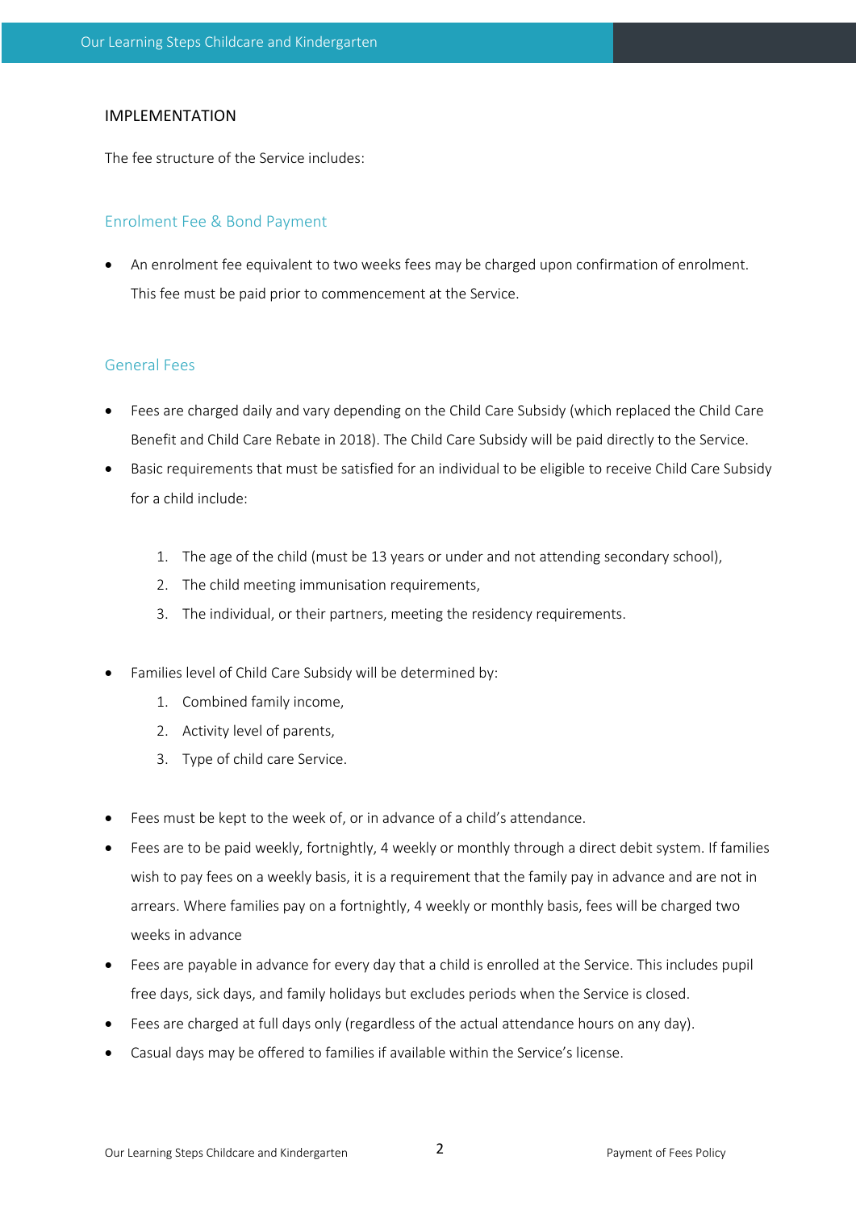## IMPLEMENTATION

The fee structure of the Service includes:

### Enrolment Fee & Bond Payment

- An enrolment fee equivalent to two weeks fees may be charged upon confirmation of enrolment. This fee must be paid prior to commencement at the Service.

### General Fees

- Fees are charged daily and vary depending on the Child Care Subsidy (which replaced the Child Care Benefit and Child Care Rebate in 2018). The Child Care Subsidy will be paid directly to the Service.
- Basic requirements that must be satisfied for an individual to be eligible to receive Child Care Subsidy for a child include:

    1. The age of the child (must be 13 years or under and not attending secondary school),
    2. The child meeting immunisation requirements,
    3. The individual, or their partners, meeting the residency requirements.

- Families level of Child Care Subsidy will be determined by:
    1. Combined family income,
    2. Activity level of parents,
    3. Type of child care Service.

- Fees must be kept to the week of, or in advance of a child's attendance.
- Fees are to be paid weekly, fortnightly, 4 weekly or monthly through a direct debit system. If families wish to pay fees on a weekly basis, it is a requirement that the family pay in advance and are not in arrears. Where families pay on a fortnightly, 4 weekly or monthly basis, fees will be charged two weeks in advance
- Fees are payable in advance for every day that a child is enrolled at the Service. This includes pupil free days, sick days, and family holidays but excludes periods when the Service is closed.
- Fees are charged at full days only (regardless of the actual attendance hours on any day).
- Casual days may be offered to families if available within the Service's license.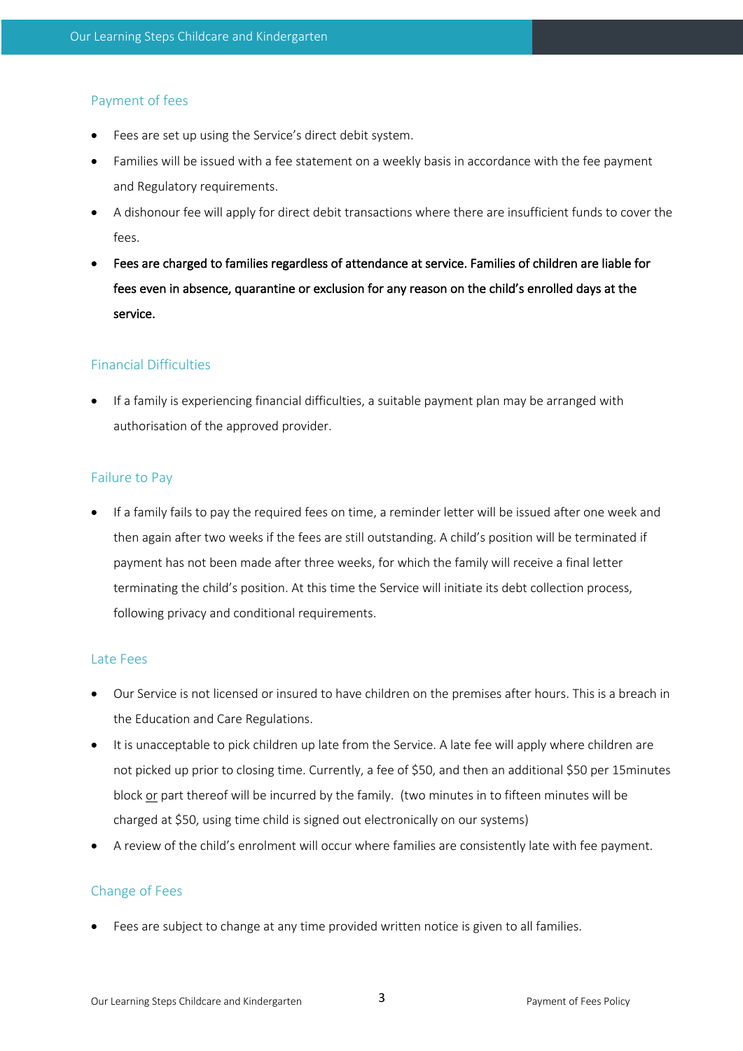## Payment of fees

- Fees are set up using the Service's direct debit system.
- Families will be issued with a fee statement on a weekly basis in accordance with the fee payment and Regulatory requirements.
- A dishonour fee will apply for direct debit transactions where there are insufficient funds to cover the fees.
- **Fees are charged to families regardless of attendance at service. Families of children are liable for fees even in absence, quarantine or exclusion for any reason on the child's enrolled days at the service.**

## Financial Difficulties

- If a family is experiencing financial difficulties, a suitable payment plan may be arranged with authorisation of the approved provider.

## Failure to Pay

- If a family fails to pay the required fees on time, a reminder letter will be issued after one week and then again after two weeks if the fees are still outstanding. A child's position will be terminated if payment has not been made after three weeks, for which the family will receive a final letter terminating the child's position. At this time the Service will initiate its debt collection process, following privacy and conditional requirements.

## Late Fees

- Our Service is not licensed or insured to have children on the premises after hours. This is a breach in the Education and Care Regulations.
- It is unacceptable to pick children up late from the Service. A late fee will apply where children are not picked up prior to closing time. Currently, a fee of $50, and then an additional $50 per 15minutes block <u>or</u> part thereof will be incurred by the family. (two minutes in to fifteen minutes will be charged at $50, using time child is signed out electronically on our systems)
- A review of the child's enrolment will occur where families are consistently late with fee payment.

## Change of Fees

- Fees are subject to change at any time provided written notice is given to all families.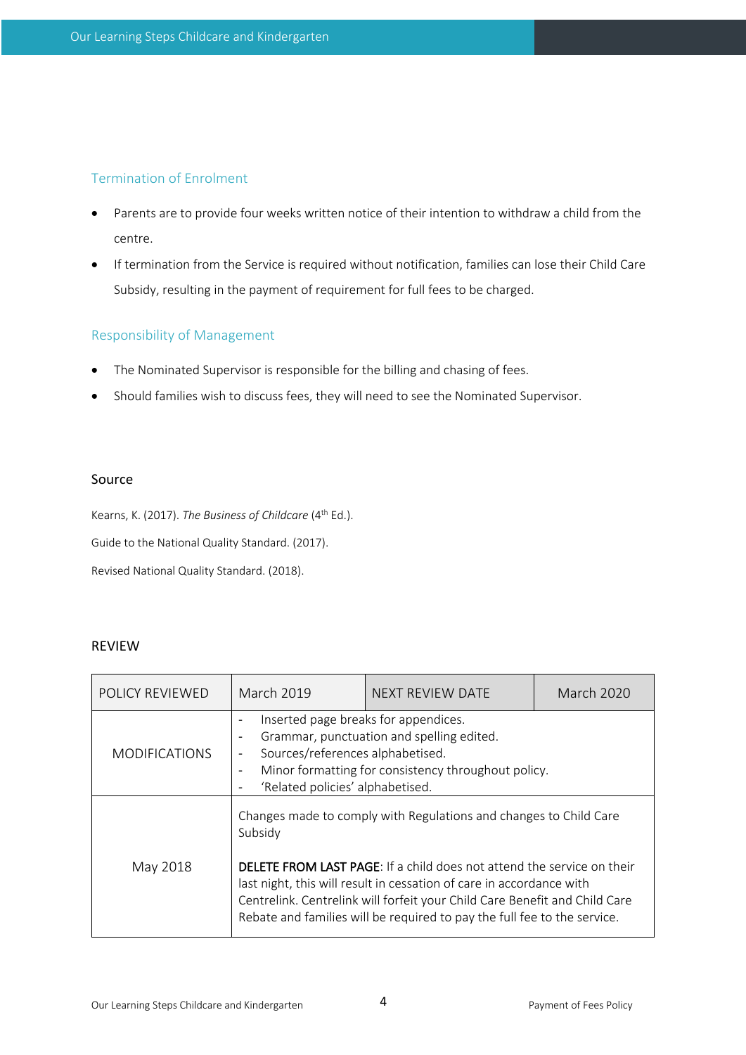## Termination of Enrolment

- Parents are to provide four weeks written notice of their intention to withdraw a child from the centre.
- If termination from the Service is required without notification, families can lose their Child Care Subsidy, resulting in the payment of requirement for full fees to be charged.

## Responsibility of Management

- The Nominated Supervisor is responsible for the billing and chasing of fees.
- Should families wish to discuss fees, they will need to see the Nominated Supervisor.

### Source

Kearns, K. (2017). *The Business of Childcare* (4th Ed.).

Guide to the National Quality Standard. (2017).

Revised National Quality Standard. (2018).

### REVIEW

| POLICY REVIEWED | March 2019 | NEXT REVIEW DATE | March 2020 |
|---|---|---|---|
| MODIFICATIONS | - Inserted page breaks for appendices.<br>- Grammar, punctuation and spelling edited.<br>- Sources/references alphabetised.<br>- Minor formatting for consistency throughout policy.<br>- 'Related policies' alphabetised. | | |
| May 2018 | Changes made to comply with Regulations and changes to Child Care Subsidy<br><br>**DELETE FROM LAST PAGE**: If a child does not attend the service on their last night, this will result in cessation of care in accordance with Centrelink. Centrelink will forfeit your Child Care Benefit and Child Care Rebate and families will be required to pay the full fee to the service. | | |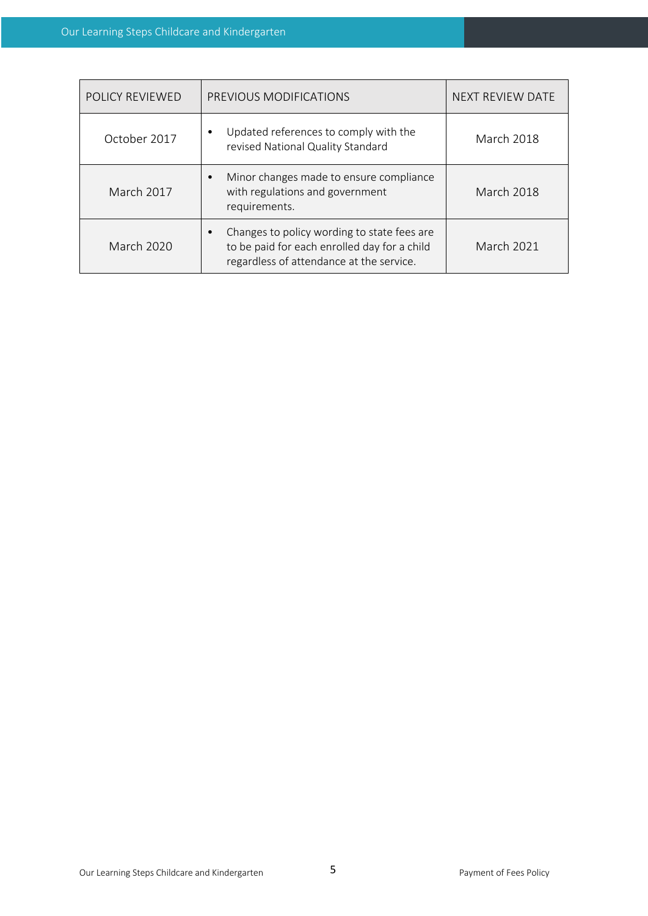| POLICY REVIEWED | PREVIOUS MODIFICATIONS | NEXT REVIEW DATE |
| --- | --- | --- |
| October 2017 | • Updated references to comply with the revised National Quality Standard | March 2018 |
| March 2017 | • Minor changes made to ensure compliance with regulations and government requirements. | March 2018 |
| March 2020 | • Changes to policy wording to state fees are to be paid for each enrolled day for a child regardless of attendance at the service. | March 2021 |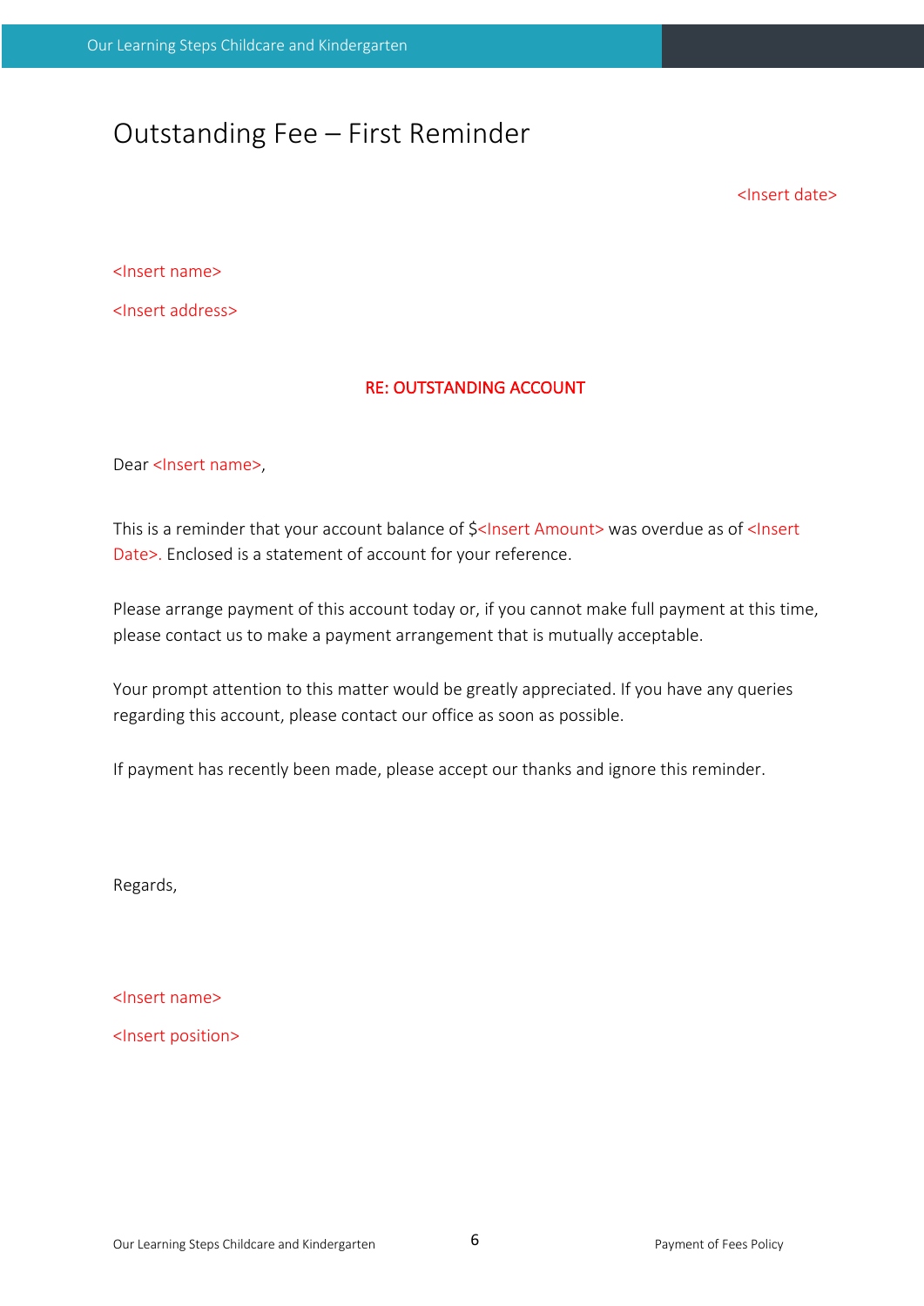# Outstanding Fee – First Reminder

<Insert date>

<Insert name>

<Insert address>

**RE: OUTSTANDING ACCOUNT**

Dear <Insert name>,

This is a reminder that your account balance of $<Insert Amount> was overdue as of <Insert Date>. Enclosed is a statement of account for your reference.

Please arrange payment of this account today or, if you cannot make full payment at this time, please contact us to make a payment arrangement that is mutually acceptable.

Your prompt attention to this matter would be greatly appreciated. If you have any queries regarding this account, please contact our office as soon as possible.

If payment has recently been made, please accept our thanks and ignore this reminder.

Regards,

<Insert name>

<Insert position>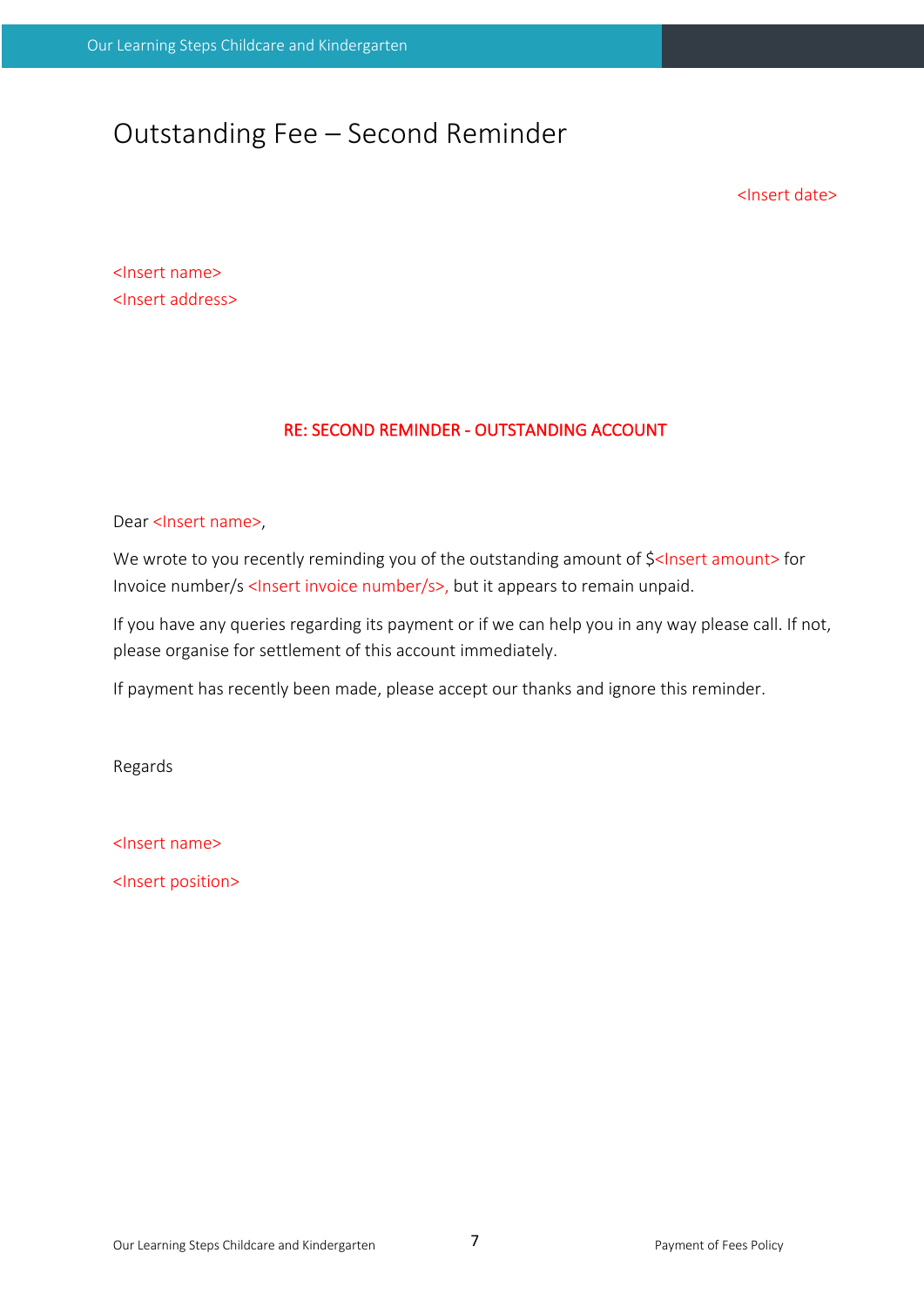# Outstanding Fee – Second Reminder

<Insert date>

<Insert name>
<Insert address>

**RE: SECOND REMINDER - OUTSTANDING ACCOUNT**

Dear <Insert name>,

We wrote to you recently reminding you of the outstanding amount of $<Insert amount> for Invoice number/s <Insert invoice number/s>, but it appears to remain unpaid.

If you have any queries regarding its payment or if we can help you in any way please call. If not, please organise for settlement of this account immediately.

If payment has recently been made, please accept our thanks and ignore this reminder.

Regards

<Insert name>

<Insert position>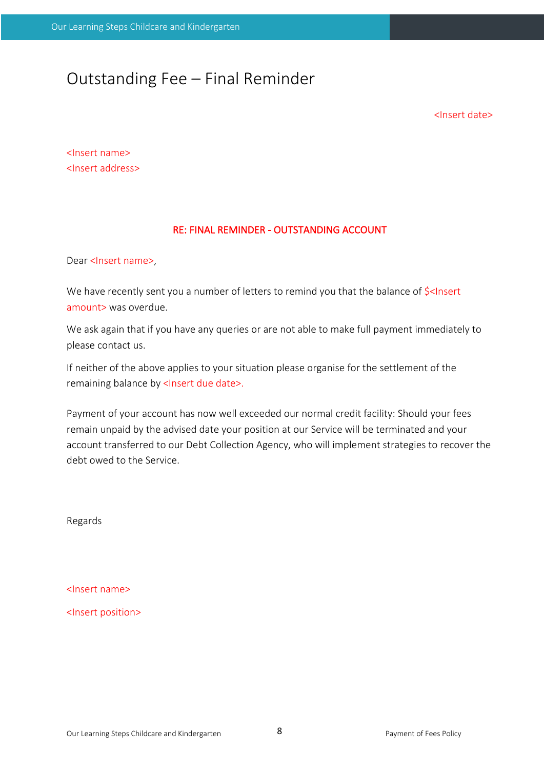# Outstanding Fee – Final Reminder

<Insert date>

<Insert name>
<Insert address>

**RE: FINAL REMINDER - OUTSTANDING ACCOUNT**

Dear <Insert name>,

We have recently sent you a number of letters to remind you that the balance of $<Insert amount> was overdue.

We ask again that if you have any queries or are not able to make full payment immediately to please contact us.

If neither of the above applies to your situation please organise for the settlement of the remaining balance by <Insert due date>.

Payment of your account has now well exceeded our normal credit facility: Should your fees remain unpaid by the advised date your position at our Service will be terminated and your account transferred to our Debt Collection Agency, who will implement strategies to recover the debt owed to the Service.

Regards

<Insert name>

<Insert position>